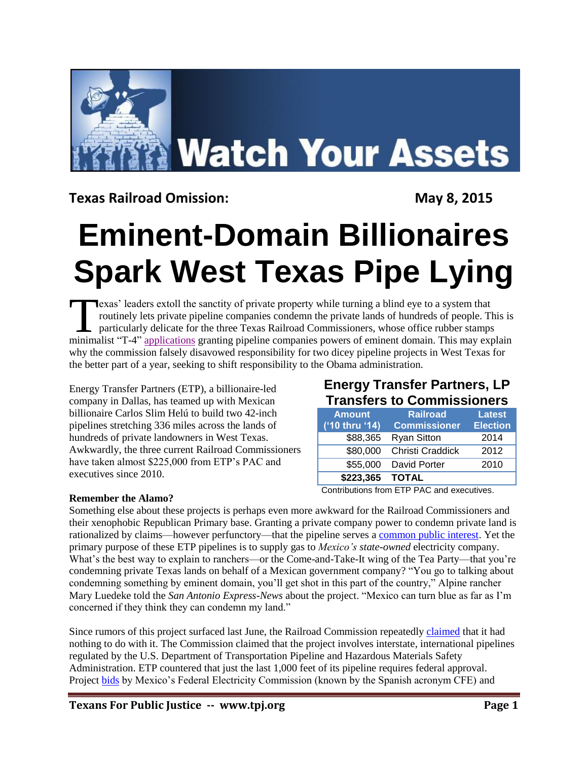# Watch Your Assets

**Texas Railroad Omission:** **May 8, 2015**

# Eminent-Domain Billionaires Spark West Texas Pipe Lying

Texas' leaders extoll the sanctity of private property while turning a blind eye to a system that routinely lets private pipeline companies condemn the private lands of hundreds of people. This is particularly delicate for the three Texas Railroad Commissioners, whose office rubber stamps minimalist "T-4" applications granting pipeline companies powers of eminent domain. This may explain why the commission falsely disavowed responsibility for two dicey pipeline projects in West Texas for the better part of a year, seeking to shift responsibility to the Obama administration.

Energy Transfer Partners (ETP), a billionaire-led company in Dallas, has teamed up with Mexican billionaire Carlos Slim Helú to build two 42-inch pipelines stretching 336 miles across the lands of hundreds of private landowners in West Texas. Awkwardly, the three current Railroad Commissioners have taken almost $225,000 from ETP's PAC and executives since 2010.

### Energy Transfer Partners, LP Transfers to Commissioners

| Amount ('10 thru '14) | Railroad Commissioner | Latest Election |
|---|---|---|
| $88,365 | Ryan Sitton | 2014 |
| $80,000 | Christi Craddick | 2012 |
| $55,000 | David Porter | 2010 |
| **$223,365** | **TOTAL** | |

Contributions from ETP PAC and executives.

**Remember the Alamo?**

Something else about these projects is perhaps even more awkward for the Railroad Commissioners and their xenophobic Republican Primary base. Granting a private company power to condemn private land is rationalized by claims—however perfunctory—that the pipeline serves a common public interest. Yet the primary purpose of these ETP pipelines is to supply gas to *Mexico's state-owned* electricity company. What's the best way to explain to ranchers—or the Come-and-Take-It wing of the Tea Party—that you're condemning private Texas lands on behalf of a Mexican government company? "You go to talking about condemning something by eminent domain, you'll get shot in this part of the country," Alpine rancher Mary Luedeke told the *San Antonio Express-News* about the project. "Mexico can turn blue as far as I'm concerned if they think they can condemn my land."

Since rumors of this project surfaced last June, the Railroad Commission repeatedly claimed that it had nothing to do with it. The Commission claimed that the project involves interstate, international pipelines regulated by the U.S. Department of Transportation Pipeline and Hazardous Materials Safety Administration. ETP countered that just the last 1,000 feet of its pipeline requires federal approval. Project bids by Mexico's Federal Electricity Commission (known by the Spanish acronym CFE) and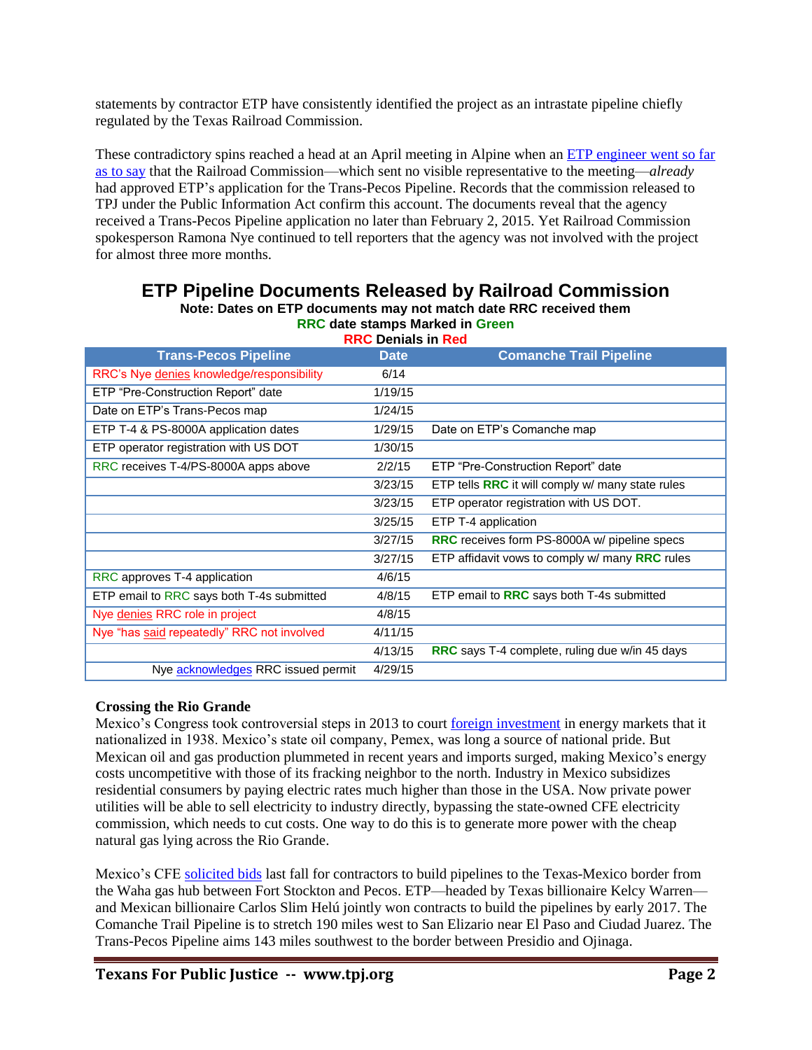statements by contractor ETP have consistently identified the project as an intrastate pipeline chiefly regulated by the Texas Railroad Commission.

These contradictory spins reached a head at an April meeting in Alpine when an ETP engineer went so far as to say that the Railroad Commission—which sent no visible representative to the meeting—*already* had approved ETP's application for the Trans-Pecos Pipeline. Records that the commission released to TPJ under the Public Information Act confirm this account. The documents reveal that the agency received a Trans-Pecos Pipeline application no later than February 2, 2015. Yet Railroad Commission spokesperson Ramona Nye continued to tell reporters that the agency was not involved with the project for almost three more months.

## ETP Pipeline Documents Released by Railroad Commission

**Note: Dates on ETP documents may not match date RRC received them**

**RRC date stamps Marked in Green**

**RRC Denials in Red**

| Trans-Pecos Pipeline | Date | Comanche Trail Pipeline |
|---|---|---|
| RRC's Nye denies knowledge/responsibility | 6/14 | |
| ETP "Pre-Construction Report" date | 1/19/15 | |
| Date on ETP's Trans-Pecos map | 1/24/15 | |
| ETP T-4 & PS-8000A application dates | 1/29/15 | Date on ETP's Comanche map |
| ETP operator registration with US DOT | 1/30/15 | |
| RRC receives T-4/PS-8000A apps above | 2/2/15 | ETP "Pre-Construction Report" date |
| | 3/23/15 | ETP tells **RRC** it will comply w/ many state rules |
| | 3/23/15 | ETP operator registration with US DOT. |
| | 3/25/15 | ETP T-4 application |
| | 3/27/15 | **RRC** receives form PS-8000A w/ pipeline specs |
| | 3/27/15 | ETP affidavit vows to comply w/ many **RRC** rules |
| RRC approves T-4 application | 4/6/15 | |
| ETP email to RRC says both T-4s submitted | 4/8/15 | ETP email to **RRC** says both T-4s submitted |
| Nye denies RRC role in project | 4/8/15 | |
| Nye "has said repeatedly" RRC not involved | 4/11/15 | |
| | 4/13/15 | **RRC** says T-4 complete, ruling due w/in 45 days |
| Nye acknowledges RRC issued permit | 4/29/15 | |

### Crossing the Rio Grande

Mexico's Congress took controversial steps in 2013 to court foreign investment in energy markets that it nationalized in 1938. Mexico's state oil company, Pemex, was long a source of national pride. But Mexican oil and gas production plummeted in recent years and imports surged, making Mexico's energy costs uncompetitive with those of its fracking neighbor to the north. Industry in Mexico subsidizes residential consumers by paying electric rates much higher than those in the USA. Now private power utilities will be able to sell electricity to industry directly, bypassing the state-owned CFE electricity commission, which needs to cut costs. One way to do this is to generate more power with the cheap natural gas lying across the Rio Grande.

Mexico's CFE solicited bids last fall for contractors to build pipelines to the Texas-Mexico border from the Waha gas hub between Fort Stockton and Pecos. ETP—headed by Texas billionaire Kelcy Warren—and Mexican billionaire Carlos Slim Helú jointly won contracts to build the pipelines by early 2017. The Comanche Trail Pipeline is to stretch 190 miles west to San Elizario near El Paso and Ciudad Juarez. The Trans-Pecos Pipeline aims 143 miles southwest to the border between Presidio and Ojinaga.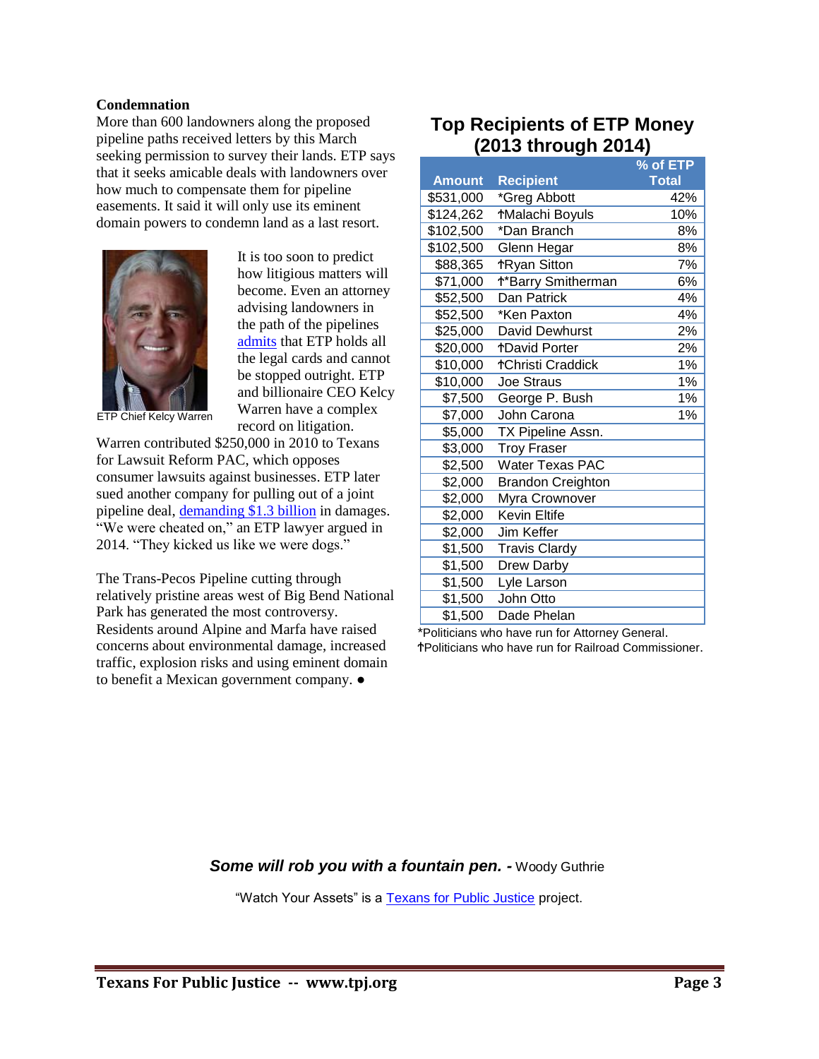**Condemnation**

More than 600 landowners along the proposed pipeline paths received letters by this March seeking permission to survey their lands. ETP says that it seeks amicable deals with landowners over how much to compensate them for pipeline easements. It said it will only use its eminent domain powers to condemn land as a last resort.

ETP Chief Kelcy Warren

It is too soon to predict how litigious matters will become. Even an attorney advising landowners in the path of the pipelines admits that ETP holds all the legal cards and cannot be stopped outright. ETP and billionaire CEO Kelcy Warren have a complex record on litigation. Warren contributed $250,000 in 2010 to Texans for Lawsuit Reform PAC, which opposes consumer lawsuits against businesses. ETP later sued another company for pulling out of a joint pipeline deal, demanding $1.3 billion in damages. "We were cheated on," an ETP lawyer argued in 2014. "They kicked us like we were dogs."

The Trans-Pecos Pipeline cutting through relatively pristine areas west of Big Bend National Park has generated the most controversy. Residents around Alpine and Marfa have raised concerns about environmental damage, increased traffic, explosion risks and using eminent domain to benefit a Mexican government company. ●

## Top Recipients of ETP Money (2013 through 2014)

| Amount | Recipient | % of ETP Total |
|---|---|---|
| $531,000 | *Greg Abbott | 42% |
| $124,262 | †Malachi Boyuls | 10% |
| $102,500 | *Dan Branch | 8% |
| $102,500 | Glenn Hegar | 8% |
| $88,365 | †Ryan Sitton | 7% |
| $71,000 | †*Barry Smitherman | 6% |
| $52,500 | Dan Patrick | 4% |
| $52,500 | *Ken Paxton | 4% |
| $25,000 | David Dewhurst | 2% |
| $20,000 | †David Porter | 2% |
| $10,000 | †Christi Craddick | 1% |
| $10,000 | Joe Straus | 1% |
| $7,500 | George P. Bush | 1% |
| $7,000 | John Carona | 1% |
| $5,000 | TX Pipeline Assn. | |
| $3,000 | Troy Fraser | |
| $2,500 | Water Texas PAC | |
| $2,000 | Brandon Creighton | |
| $2,000 | Myra Crownover | |
| $2,000 | Kevin Eltife | |
| $2,000 | Jim Keffer | |
| $1,500 | Travis Clardy | |
| $1,500 | Drew Darby | |
| $1,500 | Lyle Larson | |
| $1,500 | John Otto | |
| $1,500 | Dade Phelan | |

*Politicians who have run for Attorney General.
†Politicians who have run for Railroad Commissioner.

***Some will rob you with a fountain pen.*** **-** Woody Guthrie

"Watch Your Assets" is a Texans for Public Justice project.